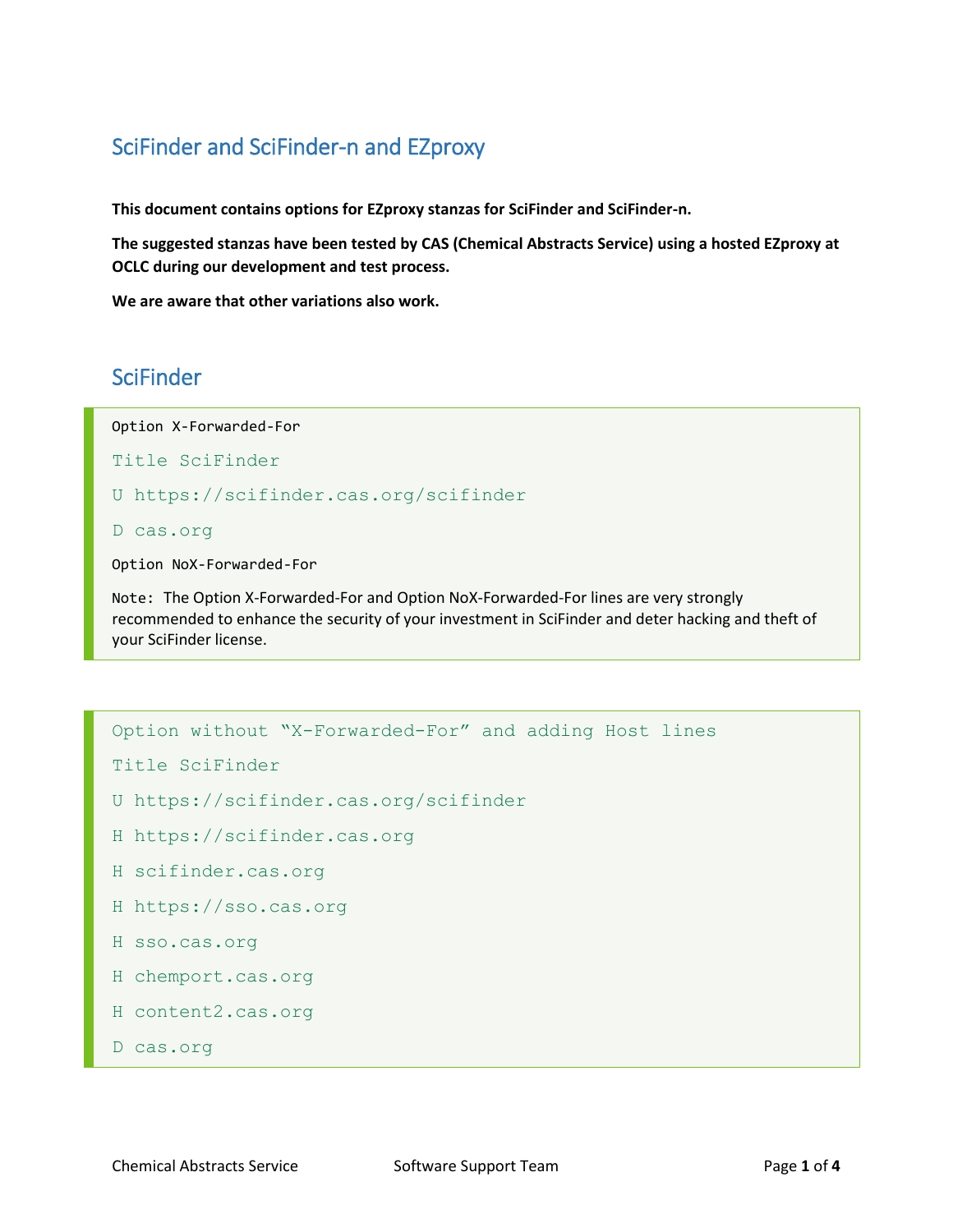# SciFinder and SciFinder-n and EZproxy

**This document contains options for EZproxy stanzas for SciFinder and SciFinder-n.**

**The suggested stanzas have been tested by CAS (Chemical Abstracts Service) using a hosted EZproxy at OCLC during our development and test process.**

**We are aware that other variations also work.**

## SciFinder

```
Option X-Forwarded-For
Title SciFinder
U https://scifinder.cas.org/scifinder
D cas.org
Option NoX-Forwarded-For
```

Note: The Option X-Forwarded-For and Option NoX-Forwarded-For lines are very strongly recommended to enhance the security of your investment in SciFinder and deter hacking and theft of your SciFinder license.

```
Option without “X-Forwarded-For” and adding Host lines
Title SciFinder
U https://scifinder.cas.org/scifinder
H https://scifinder.cas.org
H scifinder.cas.org
H https://sso.cas.org
H sso.cas.org
H chemport.cas.org
H content2.cas.org
D cas.org
```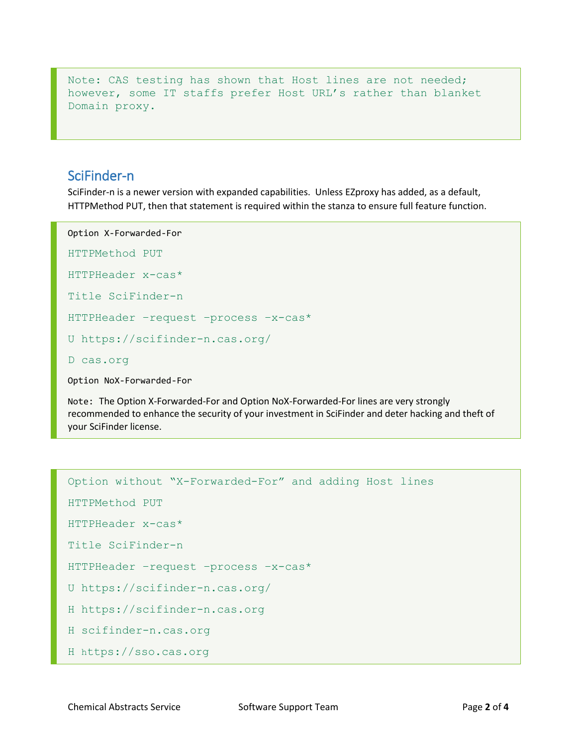```
Note: CAS testing has shown that Host lines are not needed;
however, some IT staffs prefer Host URL's rather than blanket
Domain proxy.
```

## SciFinder-n

SciFinder-n is a newer version with expanded capabilities. Unless EZproxy has added, as a default, HTTPMethod PUT, then that statement is required within the stanza to ensure full feature function.

```
Option X-Forwarded-For

HTTPMethod PUT

HTTPHeader x-cas*

Title SciFinder-n

HTTPHeader –request –process –x-cas*

U https://scifinder-n.cas.org/

D cas.org

Option NoX-Forwarded-For
```

Note: The Option X-Forwarded-For and Option NoX-Forwarded-For lines are very strongly recommended to enhance the security of your investment in SciFinder and deter hacking and theft of your SciFinder license.

```
Option without "X-Forwarded-For" and adding Host lines

HTTPMethod PUT

HTTPHeader x-cas*

Title SciFinder-n

HTTPHeader –request –process –x-cas*

U https://scifinder-n.cas.org/

H https://scifinder-n.cas.org

H scifinder-n.cas.org

H https://sso.cas.org
```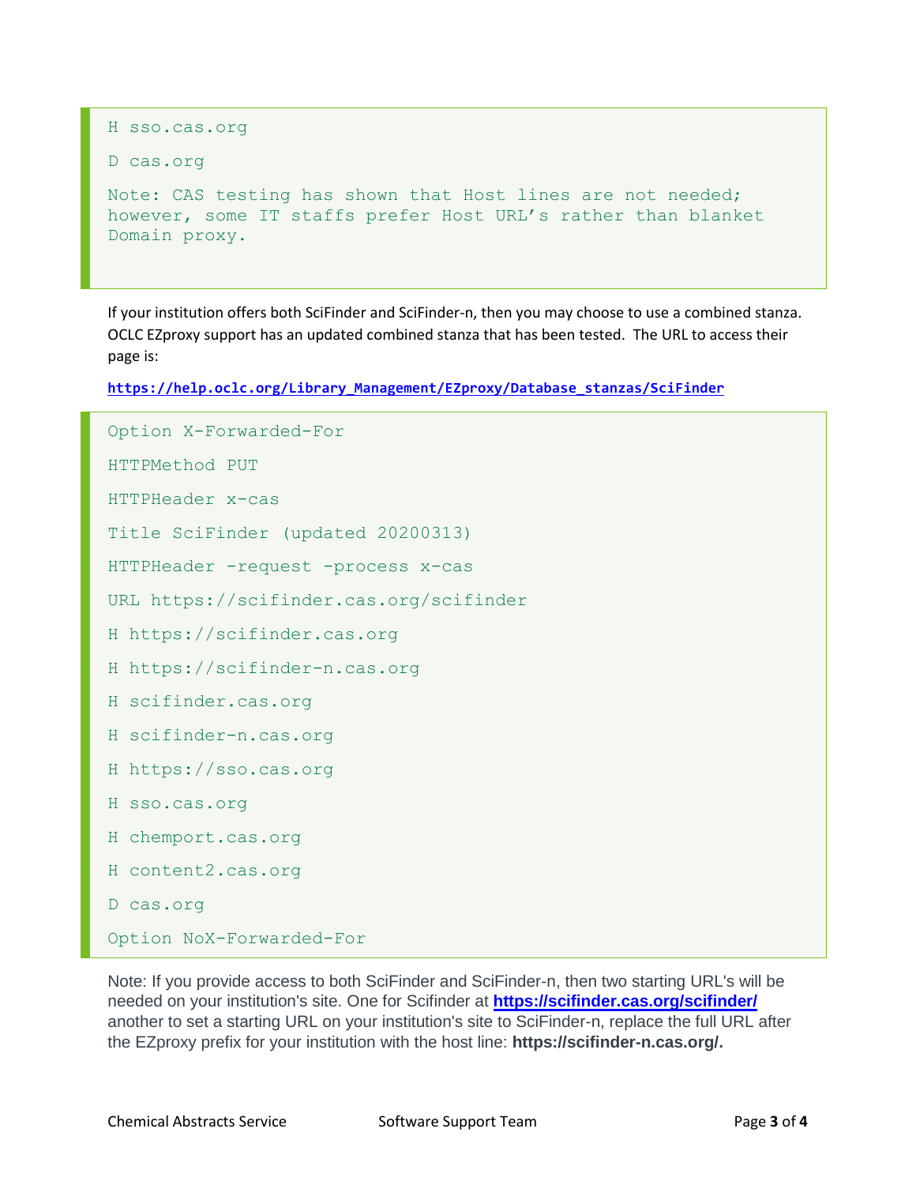```
H sso.cas.org

D cas.org

Note: CAS testing has shown that Host lines are not needed;
however, some IT staffs prefer Host URL's rather than blanket
Domain proxy.
```

If your institution offers both SciFinder and SciFinder-n, then you may choose to use a combined stanza. OCLC EZproxy support has an updated combined stanza that has been tested. The URL to access their page is:

**https://help.oclc.org/Library_Management/EZproxy/Database_stanzas/SciFinder**

```
Option X-Forwarded-For

HTTPMethod PUT

HTTPHeader x-cas

Title SciFinder (updated 20200313)

HTTPHeader -request -process x-cas

URL https://scifinder.cas.org/scifinder

H https://scifinder.cas.org

H https://scifinder-n.cas.org

H scifinder.cas.org

H scifinder-n.cas.org

H https://sso.cas.org

H sso.cas.org

H chemport.cas.org

H content2.cas.org

D cas.org

Option NoX-Forwarded-For
```

Note: If you provide access to both SciFinder and SciFinder-n, then two starting URL's will be needed on your institution's site. One for Scifinder at **https://scifinder.cas.org/scifinder/** another to set a starting URL on your institution's site to SciFinder-n, replace the full URL after the EZproxy prefix for your institution with the host line: **https://scifinder-n.cas.org/.**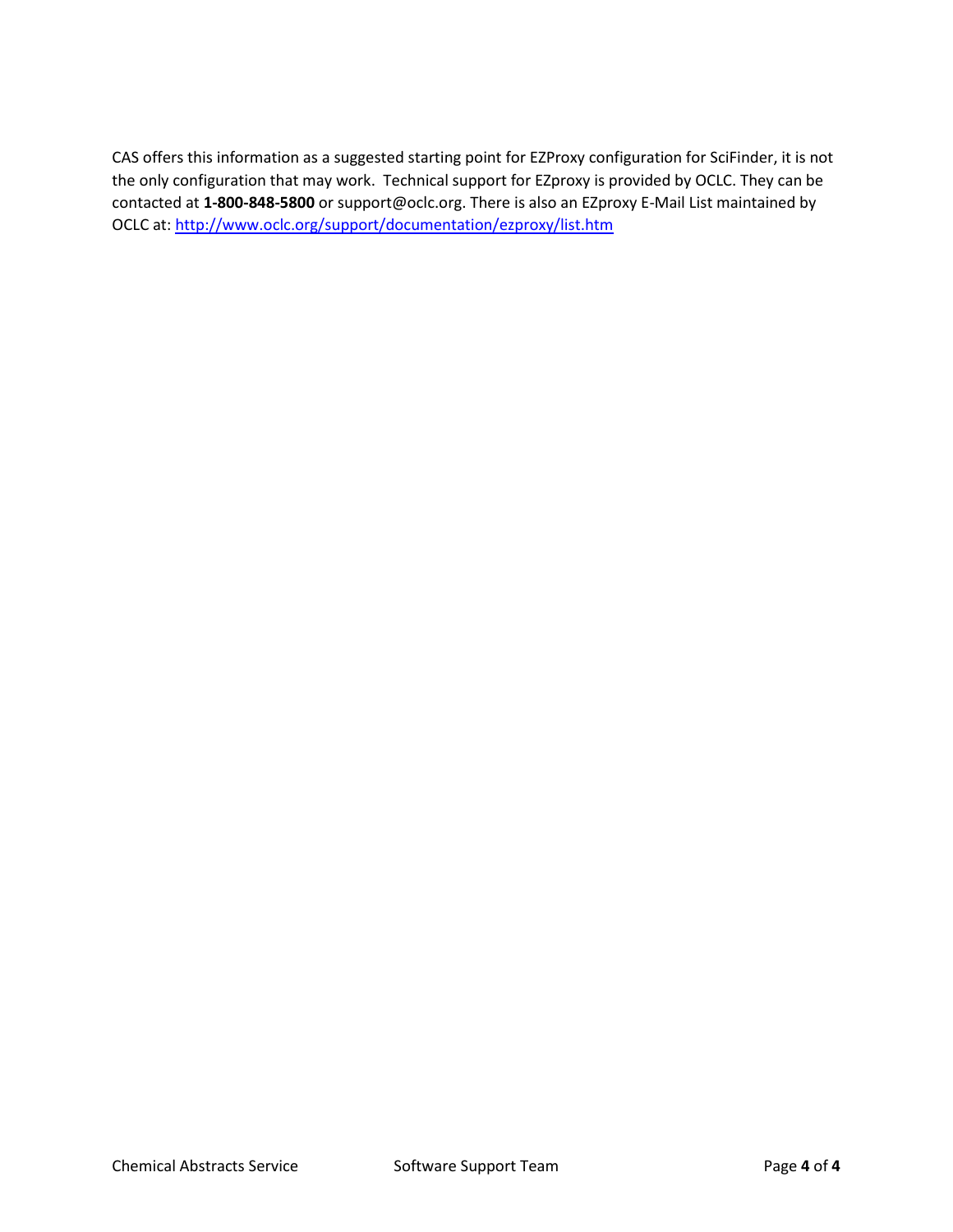CAS offers this information as a suggested starting point for EZProxy configuration for SciFinder, it is not the only configuration that may work. Technical support for EZproxy is provided by OCLC. They can be contacted at **1-800-848-5800** or support@oclc.org. There is also an EZproxy E-Mail List maintained by OCLC at: [http://www.oclc.org/support/documentation/ezproxy/list.htm](http://www.oclc.org/support/documentation/ezproxy/list.htm)